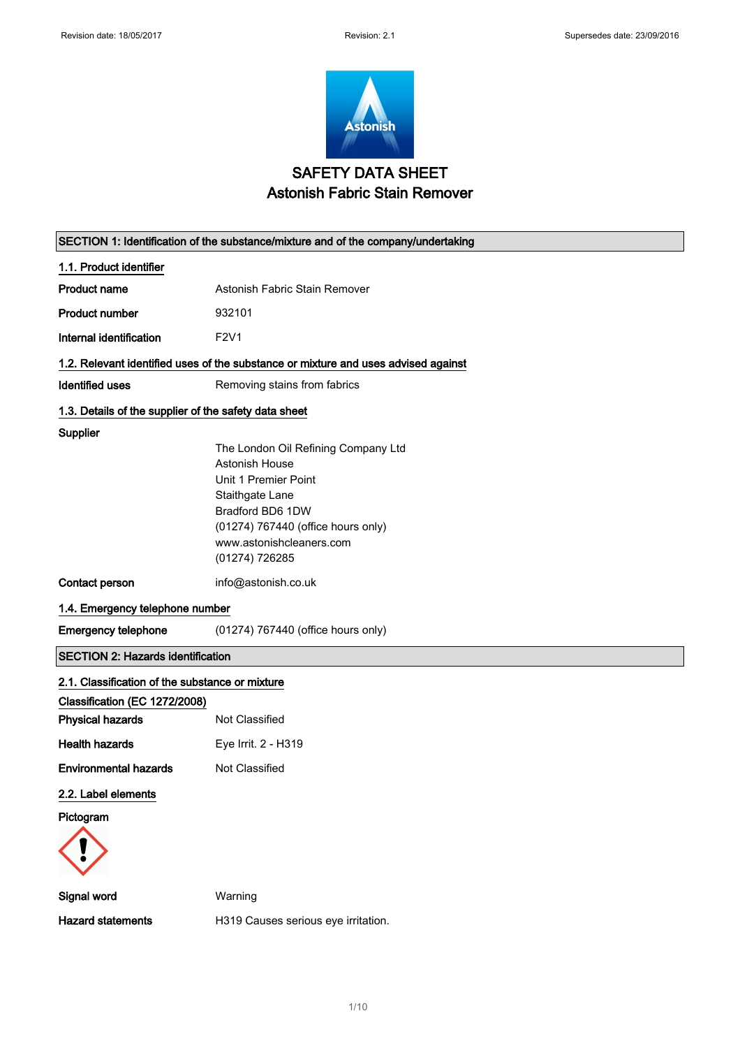# SAFETY DATA SHEET
## Astonish Fabric Stain Remover

## SECTION 1: Identification of the substance/mixture and of the company/undertaking

### 1.1. Product identifier

**Product name** Astonish Fabric Stain Remover

**Product number** 932101

**Internal identification** F2V1

### 1.2. Relevant identified uses of the substance or mixture and uses advised against

**Identified uses** Removing stains from fabrics

### 1.3. Details of the supplier of the safety data sheet

**Supplier**

The London Oil Refining Company Ltd
Astonish House
Unit 1 Premier Point
Staithgate Lane
Bradford BD6 1DW
(01274) 767440 (office hours only)
www.astonishcleaners.com
(01274) 726285

**Contact person** info@astonish.co.uk

### 1.4. Emergency telephone number

**Emergency telephone** (01274) 767440 (office hours only)

## SECTION 2: Hazards identification

### 2.1. Classification of the substance or mixture

**Classification (EC 1272/2008)**

**Physical hazards** Not Classified

**Health hazards** Eye Irrit. 2 - H319

**Environmental hazards** Not Classified

### 2.2. Label elements

**Pictogram**

**Signal word** Warning

**Hazard statements** H319 Causes serious eye irritation.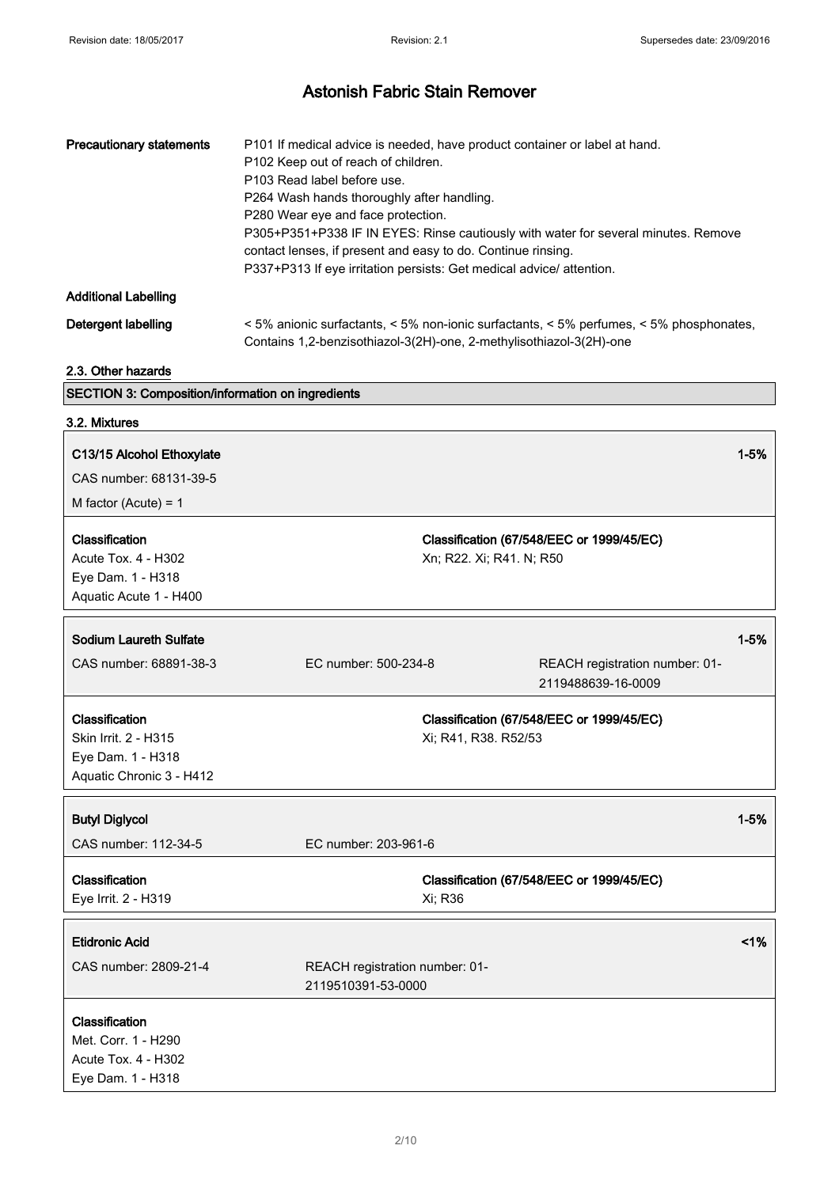# Astonish Fabric Stain Remover

**Precautionary statements**

P101 If medical advice is needed, have product container or label at hand.
P102 Keep out of reach of children.
P103 Read label before use.
P264 Wash hands thoroughly after handling.
P280 Wear eye and face protection.
P305+P351+P338 IF IN EYES: Rinse cautiously with water for several minutes. Remove contact lenses, if present and easy to do. Continue rinsing.
P337+P313 If eye irritation persists: Get medical advice/ attention.

**Additional Labelling**

**Detergent labelling**

< 5% anionic surfactants, < 5% non-ionic surfactants, < 5% perfumes, < 5% phosphonates, Contains 1,2-benzisothiazol-3(2H)-one, 2-methylisothiazol-3(2H)-one

**2.3. Other hazards**

## SECTION 3: Composition/information on ingredients

**3.2. Mixtures**

**C13/15 Alcohol Ethoxylate** — 1-5%

CAS number: 68131-39-5

M factor (Acute) = 1

| Classification | Classification (67/548/EEC or 1999/45/EC) |
|---|---|
| Acute Tox. 4 - H302<br>Eye Dam. 1 - H318<br>Aquatic Acute 1 - H400 | Xn; R22. Xi; R41. N; R50 |

**Sodium Laureth Sulfate** — 1-5%

CAS number: 68891-38-3 | EC number: 500-234-8 | REACH registration number: 01-2119488639-16-0009

| Classification | Classification (67/548/EEC or 1999/45/EC) |
|---|---|
| Skin Irrit. 2 - H315<br>Eye Dam. 1 - H318<br>Aquatic Chronic 3 - H412 | Xi; R41, R38. R52/53 |

**Butyl Diglycol** — 1-5%

CAS number: 112-34-5 | EC number: 203-961-6

| Classification | Classification (67/548/EEC or 1999/45/EC) |
|---|---|
| Eye Irrit. 2 - H319 | Xi; R36 |

**Etidronic Acid** — <1%

CAS number: 2809-21-4 | REACH registration number: 01-2119510391-53-0000

**Classification**

Met. Corr. 1 - H290
Acute Tox. 4 - H302
Eye Dam. 1 - H318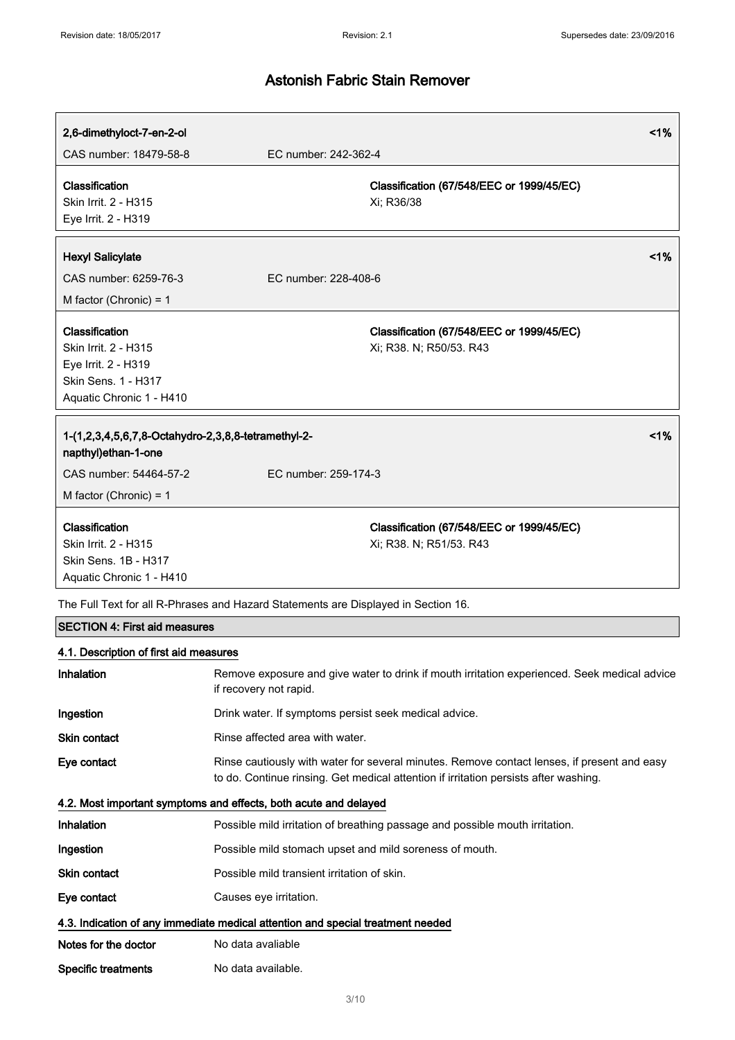# Astonish Fabric Stain Remover

| **2,6-dimethyloct-7-en-2-ol** | | <1% |
|---|---|---|
| CAS number: 18479-58-8 | EC number: 242-362-4 | |
| **Classification**<br>Skin Irrit. 2 - H315<br>Eye Irrit. 2 - H319 | **Classification (67/548/EEC or 1999/45/EC)**<br>Xi; R36/38 | |

| **Hexyl Salicylate** | | <1% |
|---|---|---|
| CAS number: 6259-76-3 | EC number: 228-408-6 | |
| M factor (Chronic) = 1 | | |
| **Classification**<br>Skin Irrit. 2 - H315<br>Eye Irrit. 2 - H319<br>Skin Sens. 1 - H317<br>Aquatic Chronic 1 - H410 | **Classification (67/548/EEC or 1999/45/EC)**<br>Xi; R38. N; R50/53. R43 | |

| **1-(1,2,3,4,5,6,7,8-Octahydro-2,3,8,8-tetramethyl-2-napthyl)ethan-1-one** | | <1% |
|---|---|---|
| CAS number: 54464-57-2 | EC number: 259-174-3 | |
| M factor (Chronic) = 1 | | |
| **Classification**<br>Skin Irrit. 2 - H315<br>Skin Sens. 1B - H317<br>Aquatic Chronic 1 - H410 | **Classification (67/548/EEC or 1999/45/EC)**<br>Xi; R38. N; R51/53. R43 | |

The Full Text for all R-Phrases and Hazard Statements are Displayed in Section 16.

## SECTION 4: First aid measures

### 4.1. Description of first aid measures

**Inhalation** Remove exposure and give water to drink if mouth irritation experienced. Seek medical advice if recovery not rapid.

**Ingestion** Drink water. If symptoms persist seek medical advice.

**Skin contact** Rinse affected area with water.

**Eye contact** Rinse cautiously with water for several minutes. Remove contact lenses, if present and easy to do. Continue rinsing. Get medical attention if irritation persists after washing.

### 4.2. Most important symptoms and effects, both acute and delayed

**Inhalation** Possible mild irritation of breathing passage and possible mouth irritation.

**Ingestion** Possible mild stomach upset and mild soreness of mouth.

**Skin contact** Possible mild transient irritation of skin.

**Eye contact** Causes eye irritation.

### 4.3. Indication of any immediate medical attention and special treatment needed

**Notes for the doctor** No data avaliable

**Specific treatments** No data available.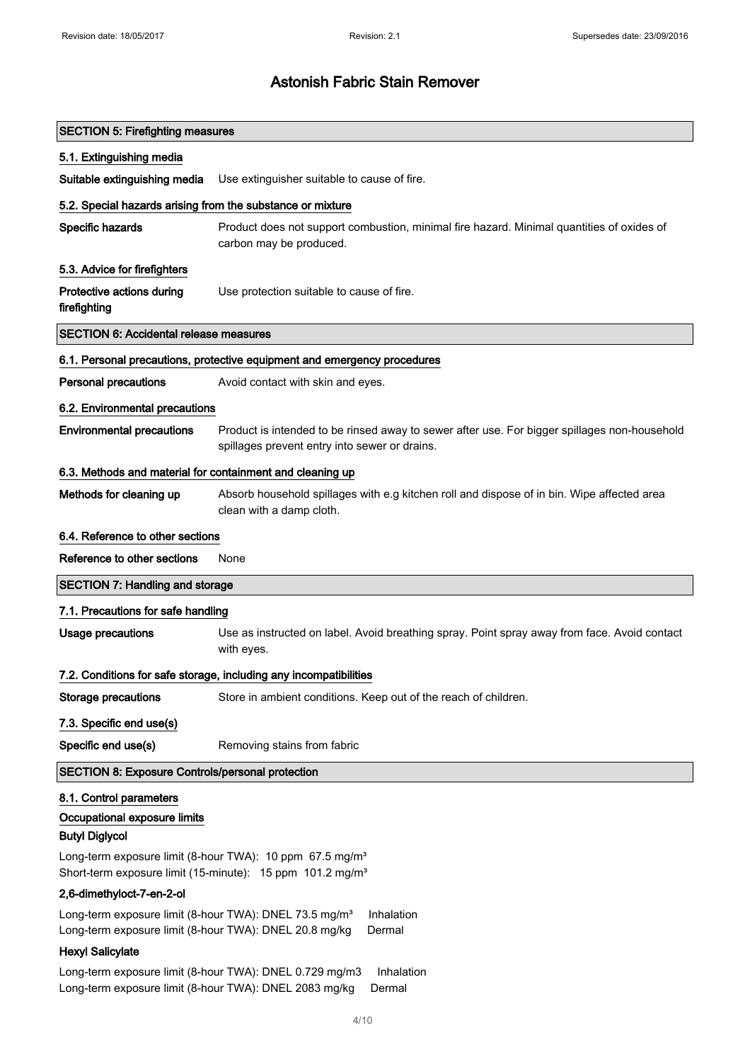# Astonish Fabric Stain Remover

## SECTION 5: Firefighting measures

### 5.1. Extinguishing media

**Suitable extinguishing media** Use extinguisher suitable to cause of fire.

### 5.2. Special hazards arising from the substance or mixture

**Specific hazards** Product does not support combustion, minimal fire hazard. Minimal quantities of oxides of carbon may be produced.

### 5.3. Advice for firefighters

**Protective actions during firefighting** Use protection suitable to cause of fire.

## SECTION 6: Accidental release measures

### 6.1. Personal precautions, protective equipment and emergency procedures

**Personal precautions** Avoid contact with skin and eyes.

### 6.2. Environmental precautions

**Environmental precautions** Product is intended to be rinsed away to sewer after use. For bigger spillages non-household spillages prevent entry into sewer or drains.

### 6.3. Methods and material for containment and cleaning up

**Methods for cleaning up** Absorb household spillages with e.g kitchen roll and dispose of in bin. Wipe affected area clean with a damp cloth.

### 6.4. Reference to other sections

**Reference to other sections** None

## SECTION 7: Handling and storage

### 7.1. Precautions for safe handling

**Usage precautions** Use as instructed on label. Avoid breathing spray. Point spray away from face. Avoid contact with eyes.

### 7.2. Conditions for safe storage, including any incompatibilities

**Storage precautions** Store in ambient conditions. Keep out of the reach of children.

### 7.3. Specific end use(s)

**Specific end use(s)** Removing stains from fabric

## SECTION 8: Exposure Controls/personal protection

### 8.1. Control parameters

**Occupational exposure limits**

**Butyl Diglycol**

Long-term exposure limit (8-hour TWA): 10 ppm 67.5 mg/m³
Short-term exposure limit (15-minute): 15 ppm 101.2 mg/m³

**2,6-dimethyloct-7-en-2-ol**

Long-term exposure limit (8-hour TWA): DNEL 73.5 mg/m³ Inhalation
Long-term exposure limit (8-hour TWA): DNEL 20.8 mg/kg Dermal

**Hexyl Salicylate**

Long-term exposure limit (8-hour TWA): DNEL 0.729 mg/m3 Inhalation
Long-term exposure limit (8-hour TWA): DNEL 2083 mg/kg Dermal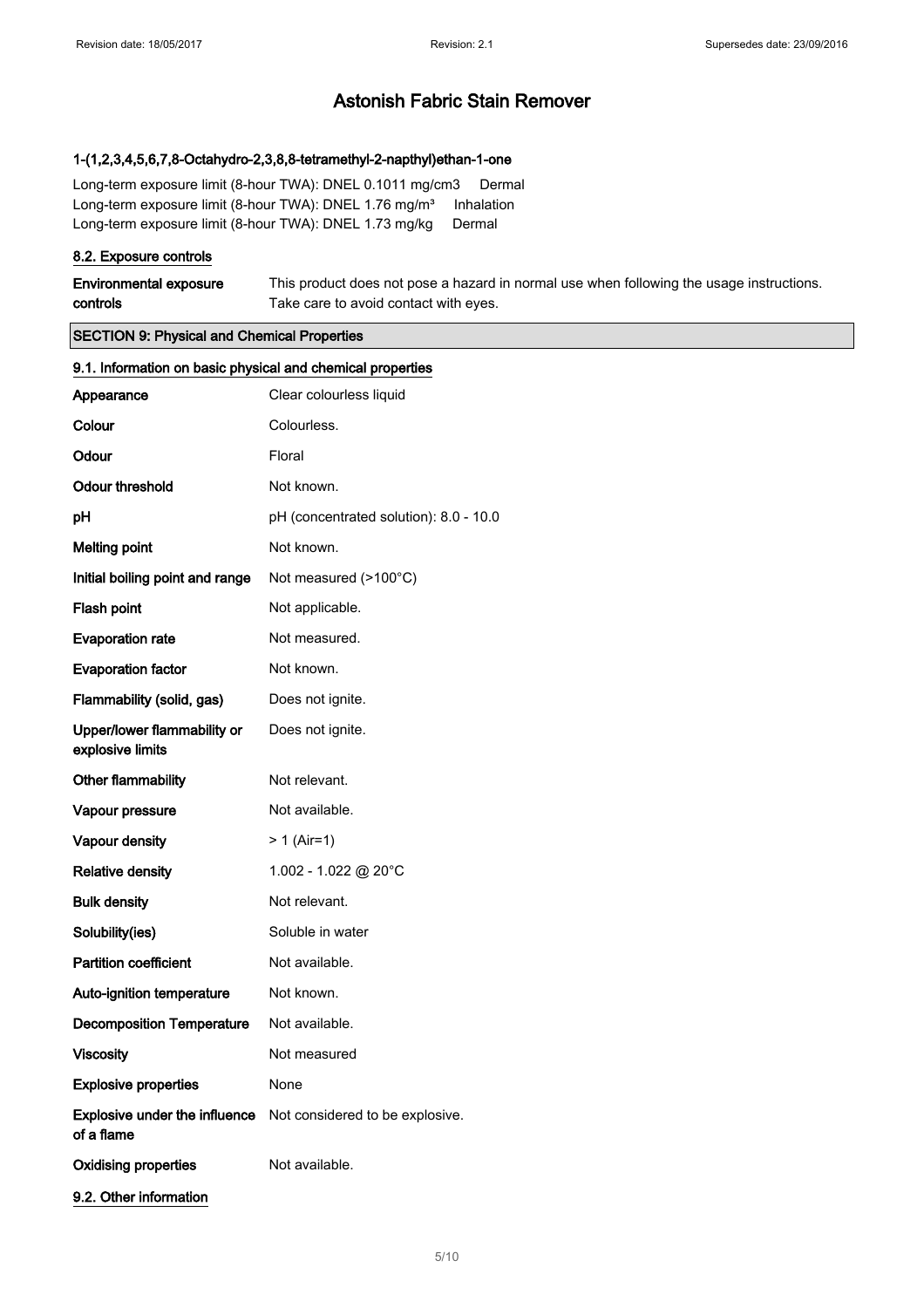# Astonish Fabric Stain Remover

### 1-(1,2,3,4,5,6,7,8-Octahydro-2,3,8,8-tetramethyl-2-napthyl)ethan-1-one

Long-term exposure limit (8-hour TWA): DNEL 0.1011 mg/cm3 Dermal
Long-term exposure limit (8-hour TWA): DNEL 1.76 mg/m³ Inhalation
Long-term exposure limit (8-hour TWA): DNEL 1.73 mg/kg Dermal

### 8.2. Exposure controls

| | |
|---|---|
| **Environmental exposure controls** | This product does not pose a hazard in normal use when following the usage instructions. Take care to avoid contact with eyes. |

## SECTION 9: Physical and Chemical Properties

### 9.1. Information on basic physical and chemical properties

| | |
|---|---|
| **Appearance** | Clear colourless liquid |
| **Colour** | Colourless. |
| **Odour** | Floral |
| **Odour threshold** | Not known. |
| **pH** | pH (concentrated solution): 8.0 - 10.0 |
| **Melting point** | Not known. |
| **Initial boiling point and range** | Not measured (>100°C) |
| **Flash point** | Not applicable. |
| **Evaporation rate** | Not measured. |
| **Evaporation factor** | Not known. |
| **Flammability (solid, gas)** | Does not ignite. |
| **Upper/lower flammability or explosive limits** | Does not ignite. |
| **Other flammability** | Not relevant. |
| **Vapour pressure** | Not available. |
| **Vapour density** | > 1 (Air=1) |
| **Relative density** | 1.002 - 1.022 @ 20°C |
| **Bulk density** | Not relevant. |
| **Solubility(ies)** | Soluble in water |
| **Partition coefficient** | Not available. |
| **Auto-ignition temperature** | Not known. |
| **Decomposition Temperature** | Not available. |
| **Viscosity** | Not measured |
| **Explosive properties** | None |
| **Explosive under the influence of a flame** | Not considered to be explosive. |
| **Oxidising properties** | Not available. |

### 9.2. Other information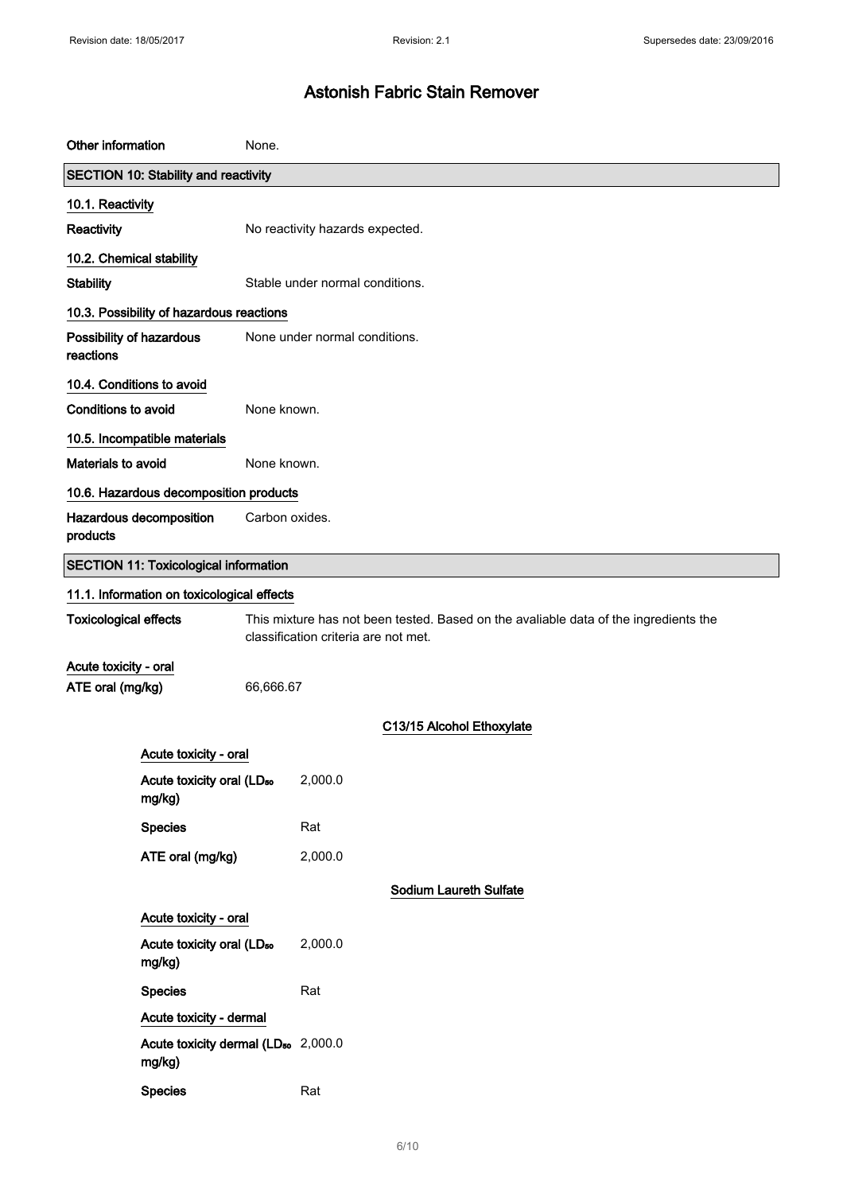# Astonish Fabric Stain Remover

| | |
|---|---|
| **Other information** | None. |

## SECTION 10: Stability and reactivity

### 10.1. Reactivity

| | |
|---|---|
| **Reactivity** | No reactivity hazards expected. |

### 10.2. Chemical stability

| | |
|---|---|
| **Stability** | Stable under normal conditions. |

### 10.3. Possibility of hazardous reactions

| | |
|---|---|
| **Possibility of hazardous reactions** | None under normal conditions. |

### 10.4. Conditions to avoid

| | |
|---|---|
| **Conditions to avoid** | None known. |

### 10.5. Incompatible materials

| | |
|---|---|
| **Materials to avoid** | None known. |

### 10.6. Hazardous decomposition products

| | |
|---|---|
| **Hazardous decomposition products** | Carbon oxides. |

## SECTION 11: Toxicological information

### 11.1. Information on toxicological effects

| | |
|---|---|
| **Toxicological effects** | This mixture has not been tested. Based on the avaliable data of the ingredients the classification criteria are not met. |

**Acute toxicity - oral**

| | |
|---|---|
| **ATE oral (mg/kg)** | 66,666.67 |

#### C13/15 Alcohol Ethoxylate

**Acute toxicity - oral**

| | |
|---|---|
| **Acute toxicity oral ($LD_{50}$ mg/kg)** | 2,000.0 |
| **Species** | Rat |
| **ATE oral (mg/kg)** | 2,000.0 |

#### Sodium Laureth Sulfate

**Acute toxicity - oral**

| | |
|---|---|
| **Acute toxicity oral ($LD_{50}$ mg/kg)** | 2,000.0 |
| **Species** | Rat |

**Acute toxicity - dermal**

| | |
|---|---|
| **Acute toxicity dermal ($LD_{50}$ mg/kg)** | 2,000.0 |
| **Species** | Rat |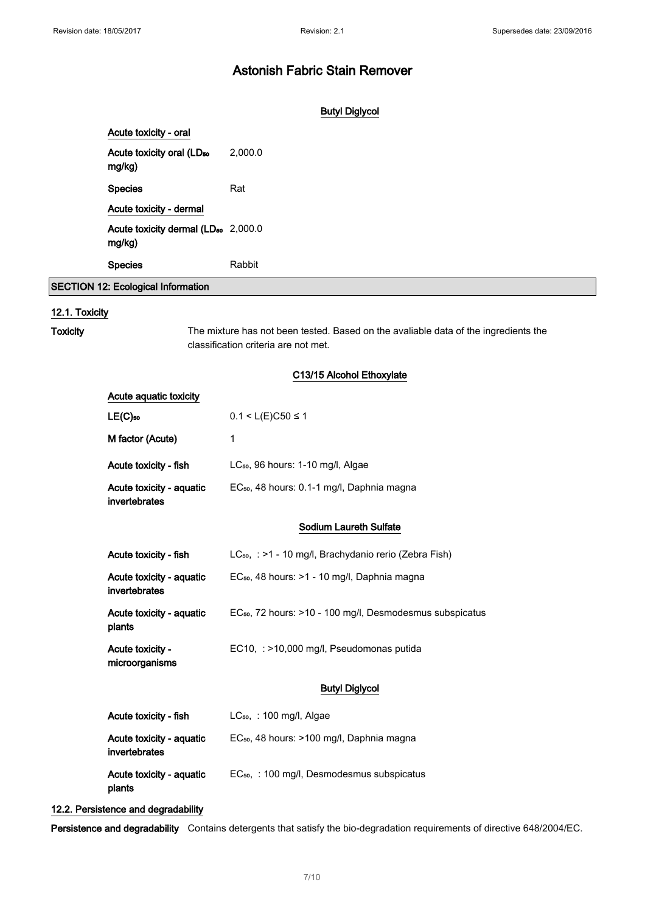# Astonish Fabric Stain Remover

### Butyl Diglycol

**Acute toxicity - oral**

| | |
|---|---|
| Acute toxicity oral ($LD_{50}$ mg/kg) | 2,000.0 |
| Species | Rat |

**Acute toxicity - dermal**

| | |
|---|---|
| Acute toxicity dermal ($LD_{50}$ mg/kg) | 2,000.0 |
| Species | Rabbit |

## SECTION 12: Ecological Information

### 12.1. Toxicity

**Toxicity** The mixture has not been tested. Based on the avaliable data of the ingredients the classification criteria are not met.

### C13/15 Alcohol Ethoxylate

**Acute aquatic toxicity**

| | |
|---|---|
| $LE(C)_{50}$ | $0.1 < L(E)C50 \leq 1$ |
| M factor (Acute) | 1 |
| Acute toxicity - fish | $LC_{50}$, 96 hours: 1-10 mg/l, Algae |
| Acute toxicity - aquatic invertebrates | $EC_{50}$, 48 hours: 0.1-1 mg/l, Daphnia magna |

### Sodium Laureth Sulfate

| | |
|---|---|
| Acute toxicity - fish | $LC_{50}$, : >1 - 10 mg/l, Brachydanio rerio (Zebra Fish) |
| Acute toxicity - aquatic invertebrates | $EC_{50}$, 48 hours: >1 - 10 mg/l, Daphnia magna |
| Acute toxicity - aquatic plants | $EC_{50}$, 72 hours: >10 - 100 mg/l, Desmodesmus subspicatus |
| Acute toxicity - microorganisms | EC10, : >10,000 mg/l, Pseudomonas putida |

### Butyl Diglycol

| | |
|---|---|
| Acute toxicity - fish | $LC_{50}$, : 100 mg/l, Algae |
| Acute toxicity - aquatic invertebrates | $EC_{50}$, 48 hours: >100 mg/l, Daphnia magna |
| Acute toxicity - aquatic plants | $EC_{50}$, : 100 mg/l, Desmodesmus subspicatus |

### 12.2. Persistence and degradability

**Persistence and degradability** Contains detergents that satisfy the bio-degradation requirements of directive 648/2004/EC.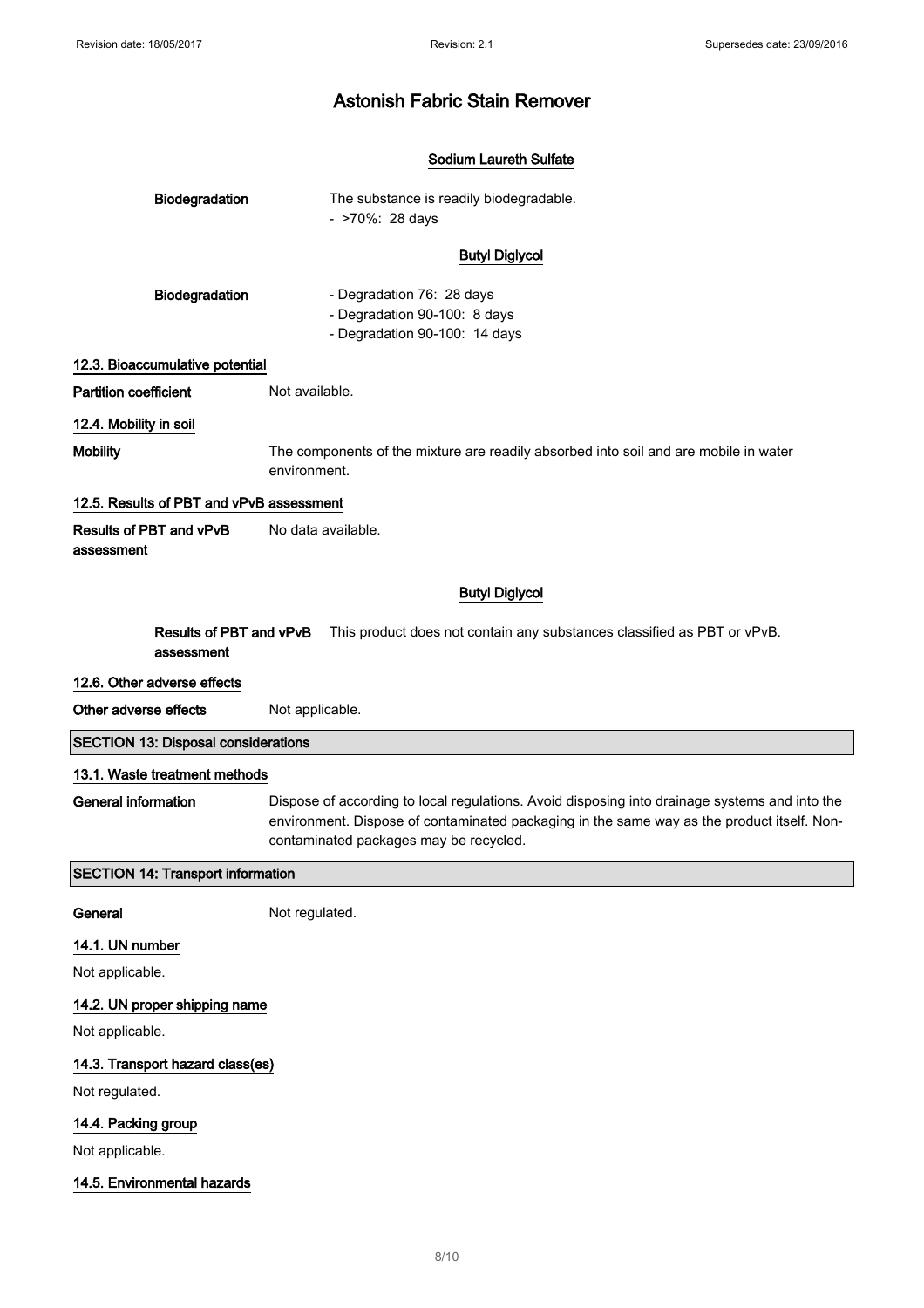#### Sodium Laureth Sulfate

**Biodegradation** The substance is readily biodegradable.
- >70%: 28 days

#### Butyl Diglycol

**Biodegradation**
- Degradation 76: 28 days
- Degradation 90-100: 8 days
- Degradation 90-100: 14 days

### 12.3. Bioaccumulative potential

**Partition coefficient** Not available.

### 12.4. Mobility in soil

**Mobility** The components of the mixture are readily absorbed into soil and are mobile in water environment.

### 12.5. Results of PBT and vPvB assessment

**Results of PBT and vPvB assessment** No data available.

#### Butyl Diglycol

**Results of PBT and vPvB assessment** This product does not contain any substances classified as PBT or vPvB.

### 12.6. Other adverse effects

**Other adverse effects** Not applicable.

## SECTION 13: Disposal considerations

### 13.1. Waste treatment methods

**General information** Dispose of according to local regulations. Avoid disposing into drainage systems and into the environment. Dispose of contaminated packaging in the same way as the product itself. Non-contaminated packages may be recycled.

## SECTION 14: Transport information

**General** Not regulated.

### 14.1. UN number

Not applicable.

### 14.2. UN proper shipping name

Not applicable.

### 14.3. Transport hazard class(es)

Not regulated.

### 14.4. Packing group

Not applicable.

### 14.5. Environmental hazards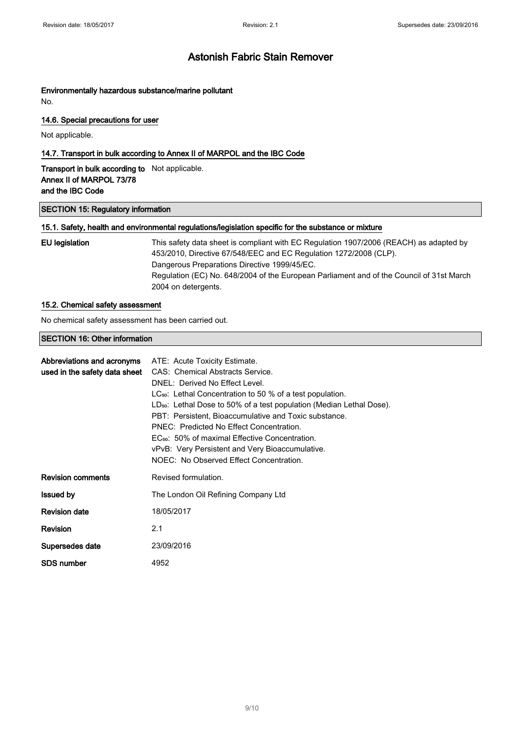**Environmentally hazardous substance/marine pollutant**

No.

### 14.6. Special precautions for user

Not applicable.

### 14.7. Transport in bulk according to Annex II of MARPOL and the IBC Code

**Transport in bulk according to Annex II of MARPOL 73/78 and the IBC Code** Not applicable.

## SECTION 15: Regulatory information

### 15.1. Safety, health and environmental regulations/legislation specific for the substance or mixture

**EU legislation** This safety data sheet is compliant with EC Regulation 1907/2006 (REACH) as adapted by 453/2010, Directive 67/548/EEC and EC Regulation 1272/2008 (CLP).
Dangerous Preparations Directive 1999/45/EC.
Regulation (EC) No. 648/2004 of the European Parliament and of the Council of 31st March 2004 on detergents.

### 15.2. Chemical safety assessment

No chemical safety assessment has been carried out.

## SECTION 16: Other information

**Abbreviations and acronyms used in the safety data sheet**

ATE: Acute Toxicity Estimate.
CAS: Chemical Abstracts Service.
DNEL: Derived No Effect Level.
$LC_{50}$: Lethal Concentration to 50 % of a test population.
$LD_{50}$: Lethal Dose to 50% of a test population (Median Lethal Dose).
PBT: Persistent, Bioaccumulative and Toxic substance.
PNEC: Predicted No Effect Concentration.
$EC_{50}$: 50% of maximal Effective Concentration.
vPvB: Very Persistent and Very Bioaccumulative.
NOEC: No Observed Effect Concentration.

**Revision comments** Revised formulation.

**Issued by** The London Oil Refining Company Ltd

**Revision date** 18/05/2017

**Revision** 2.1

**Supersedes date** 23/09/2016

**SDS number** 4952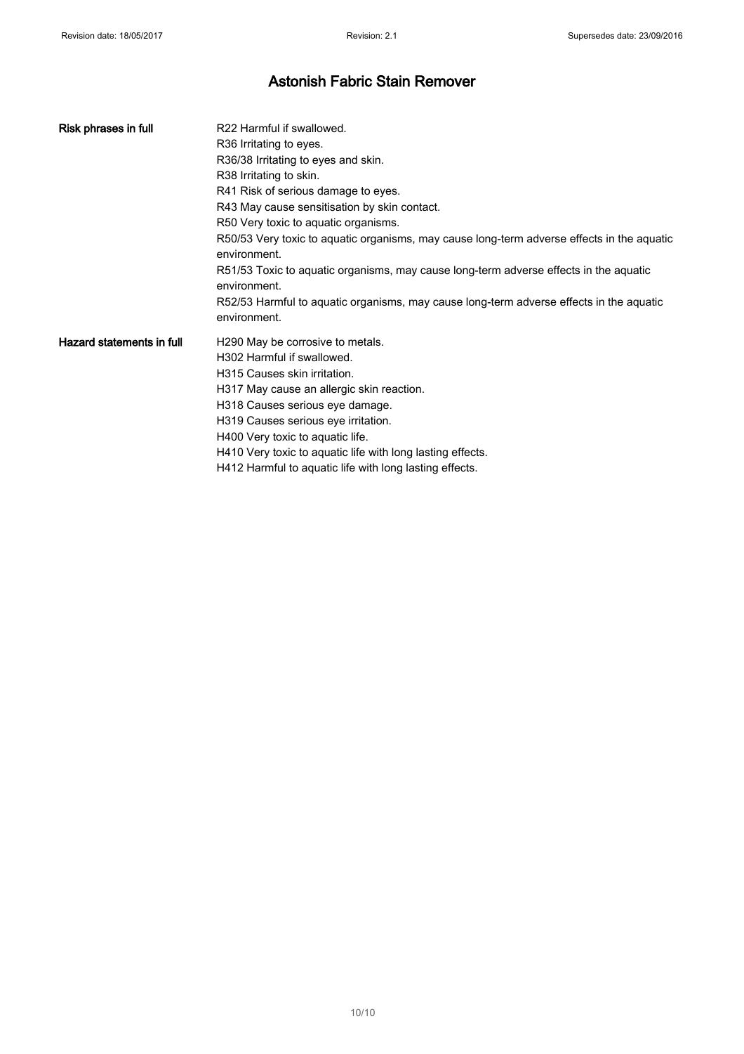**Risk phrases in full**

R22 Harmful if swallowed.
R36 Irritating to eyes.
R36/38 Irritating to eyes and skin.
R38 Irritating to skin.
R41 Risk of serious damage to eyes.
R43 May cause sensitisation by skin contact.
R50 Very toxic to aquatic organisms.
R50/53 Very toxic to aquatic organisms, may cause long-term adverse effects in the aquatic environment.
R51/53 Toxic to aquatic organisms, may cause long-term adverse effects in the aquatic environment.
R52/53 Harmful to aquatic organisms, may cause long-term adverse effects in the aquatic environment.

**Hazard statements in full**

H290 May be corrosive to metals.
H302 Harmful if swallowed.
H315 Causes skin irritation.
H317 May cause an allergic skin reaction.
H318 Causes serious eye damage.
H319 Causes serious eye irritation.
H400 Very toxic to aquatic life.
H410 Very toxic to aquatic life with long lasting effects.
H412 Harmful to aquatic life with long lasting effects.